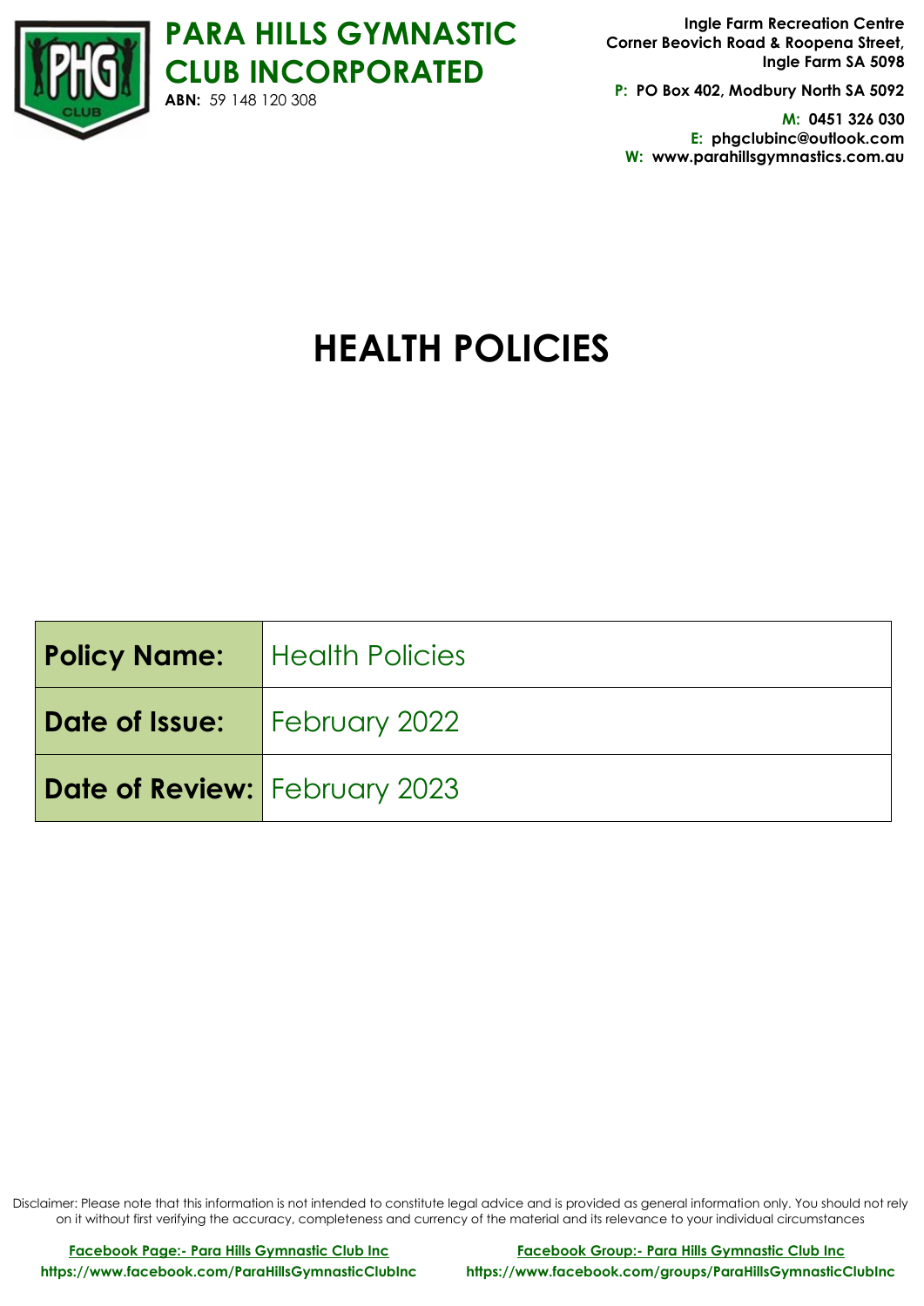# PARA HILLS GYMNASTIC CLUB INCORPORATED

**ABN:** 59 148 120 308

**Ingle Farm Recreation Centre**
**Corner Beovich Road & Roopena Street,**
**Ingle Farm SA 5098**

**P: PO Box 402, Modbury North SA 5092**

**M: 0451 326 030**
**E: phgclubinc@outlook.com**
**W: www.parahillsgymnastics.com.au**

# HEALTH POLICIES

| **Policy Name:** | Health Policies |
|---|---|
| **Date of Issue:** | February 2022 |
| **Date of Review:** | February 2023 |

Disclaimer: Please note that this information is not intended to constitute legal advice and is provided as general information only. You should not rely on it without first verifying the accuracy, completeness and currency of the material and its relevance to your individual circumstances

**Facebook Page:- Para Hills Gymnastic Club Inc**
**https://www.facebook.com/ParaHillsGymnasticClubInc**

**Facebook Group:- Para Hills Gymnastic Club Inc**
**https://www.facebook.com/groups/ParaHillsGymnasticClubInc**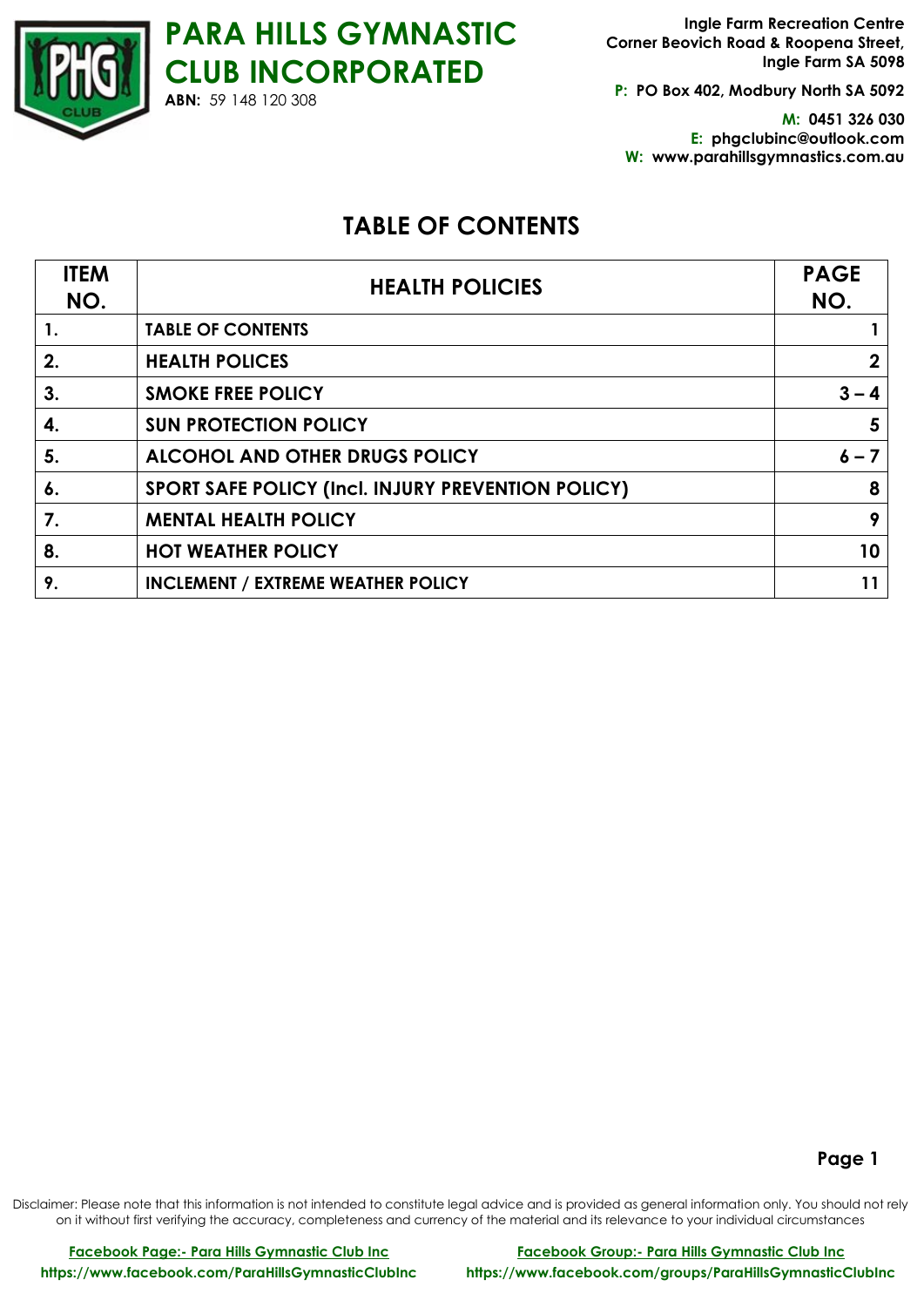# PARA HILLS GYMNASTIC CLUB INCORPORATED

**ABN:** 59 148 120 308

**Ingle Farm Recreation Centre**
**Corner Beovich Road & Roopena Street,**
**Ingle Farm SA 5098**

**P:** **PO Box 402, Modbury North SA 5092**

**M:** **0451 326 030**
**E:** **phgclubinc@outlook.com**
**W:** **www.parahillsgymnastics.com.au**

## TABLE OF CONTENTS

| ITEM NO. | HEALTH POLICIES | PAGE NO. |
|---|---|---|
| 1. | TABLE OF CONTENTS | 1 |
| 2. | HEALTH POLICES | 2 |
| 3. | SMOKE FREE POLICY | 3 – 4 |
| 4. | SUN PROTECTION POLICY | 5 |
| 5. | ALCOHOL AND OTHER DRUGS POLICY | 6 – 7 |
| 6. | SPORT SAFE POLICY (Incl. INJURY PREVENTION POLICY) | 8 |
| 7. | MENTAL HEALTH POLICY | 9 |
| 8. | HOT WEATHER POLICY | 10 |
| 9. | INCLEMENT / EXTREME WEATHER POLICY | 11 |

Disclaimer: Please note that this information is not intended to constitute legal advice and is provided as general information only. You should not rely on it without first verifying the accuracy, completeness and currency of the material and its relevance to your individual circumstances

**Facebook Page:- Para Hills Gymnastic Club Inc**
**https://www.facebook.com/ParaHillsGymnasticClubInc**

**Facebook Group:- Para Hills Gymnastic Club Inc**
**https://www.facebook.com/groups/ParaHillsGymnasticClubInc**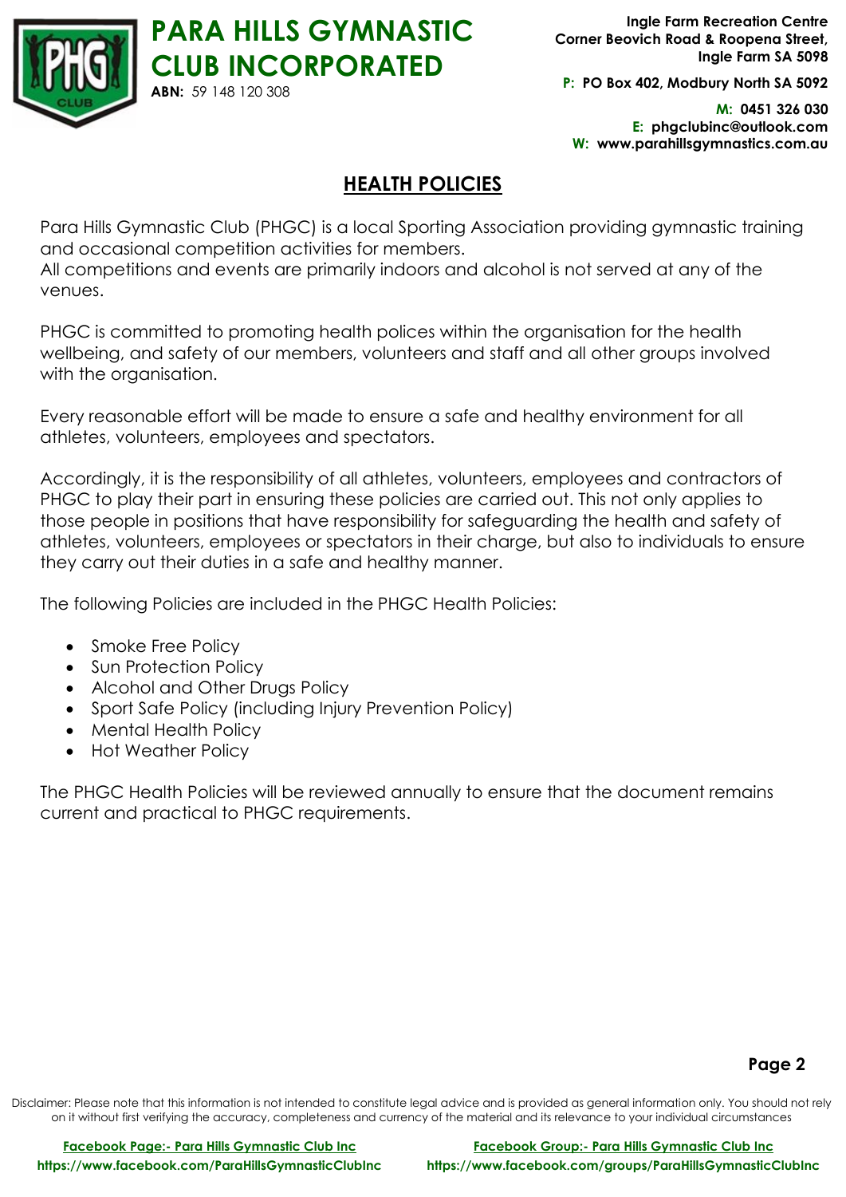## HEALTH POLICIES

Para Hills Gymnastic Club (PHGC) is a local Sporting Association providing gymnastic training and occasional competition activities for members.
All competitions and events are primarily indoors and alcohol is not served at any of the venues.

PHGC is committed to promoting health polices within the organisation for the health wellbeing, and safety of our members, volunteers and staff and all other groups involved with the organisation.

Every reasonable effort will be made to ensure a safe and healthy environment for all athletes, volunteers, employees and spectators.

Accordingly, it is the responsibility of all athletes, volunteers, employees and contractors of PHGC to play their part in ensuring these policies are carried out. This not only applies to those people in positions that have responsibility for safeguarding the health and safety of athletes, volunteers, employees or spectators in their charge, but also to individuals to ensure they carry out their duties in a safe and healthy manner.

The following Policies are included in the PHGC Health Policies:

- Smoke Free Policy
- Sun Protection Policy
- Alcohol and Other Drugs Policy
- Sport Safe Policy (including Injury Prevention Policy)
- Mental Health Policy
- Hot Weather Policy

The PHGC Health Policies will be reviewed annually to ensure that the document remains current and practical to PHGC requirements.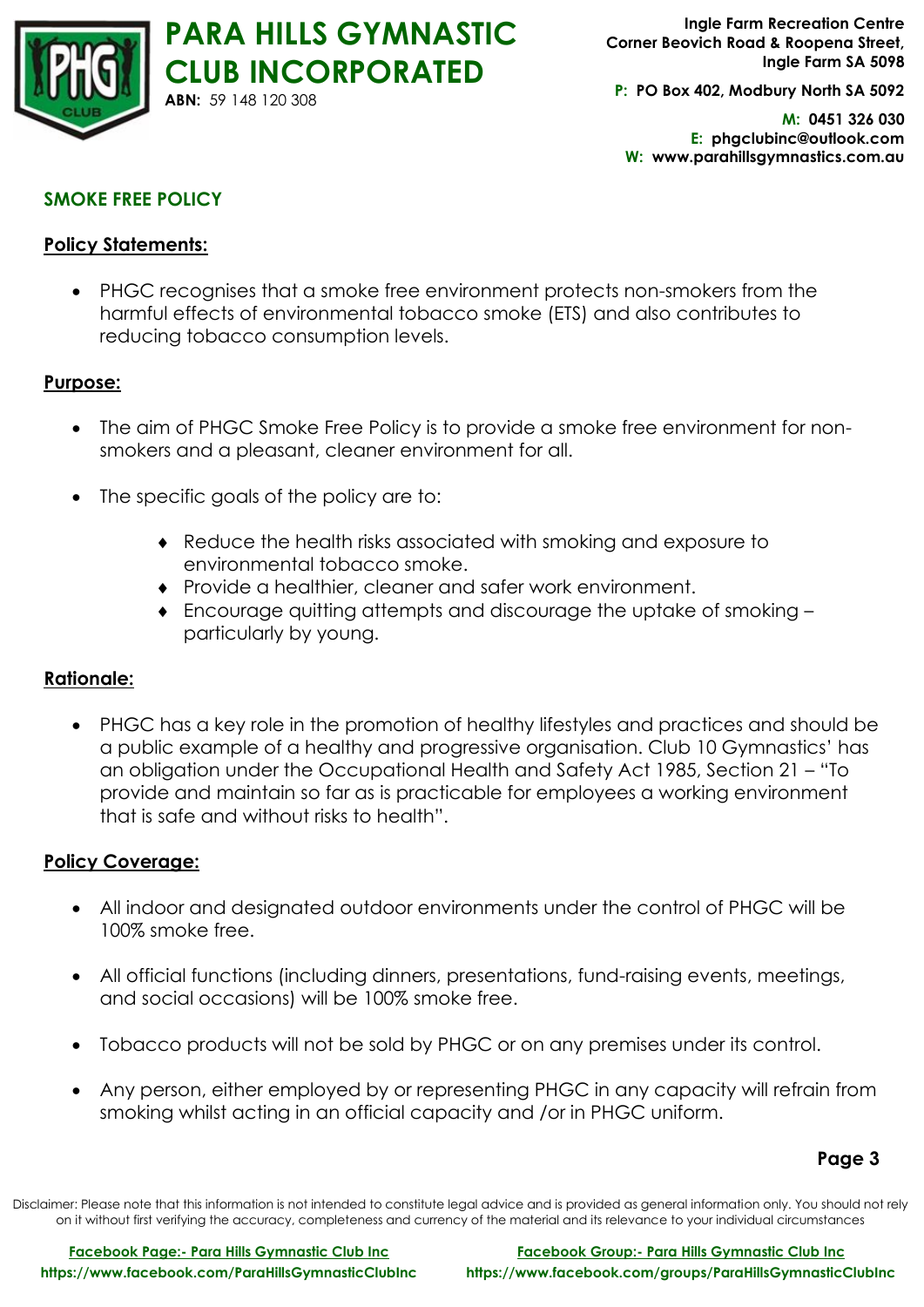## SMOKE FREE POLICY

### Policy Statements:

- PHGC recognises that a smoke free environment protects non-smokers from the harmful effects of environmental tobacco smoke (ETS) and also contributes to reducing tobacco consumption levels.

### Purpose:

- The aim of PHGC Smoke Free Policy is to provide a smoke free environment for non-smokers and a pleasant, cleaner environment for all.

- The specific goals of the policy are to:

    - Reduce the health risks associated with smoking and exposure to environmental tobacco smoke.
    - Provide a healthier, cleaner and safer work environment.
    - Encourage quitting attempts and discourage the uptake of smoking – particularly by young.

### Rationale:

- PHGC has a key role in the promotion of healthy lifestyles and practices and should be a public example of a healthy and progressive organisation. Club 10 Gymnastics' has an obligation under the Occupational Health and Safety Act 1985, Section 21 – "To provide and maintain so far as is practicable for employees a working environment that is safe and without risks to health".

### Policy Coverage:

- All indoor and designated outdoor environments under the control of PHGC will be 100% smoke free.

- All official functions (including dinners, presentations, fund-raising events, meetings, and social occasions) will be 100% smoke free.

- Tobacco products will not be sold by PHGC or on any premises under its control.

- Any person, either employed by or representing PHGC in any capacity will refrain from smoking whilst acting in an official capacity and /or in PHGC uniform.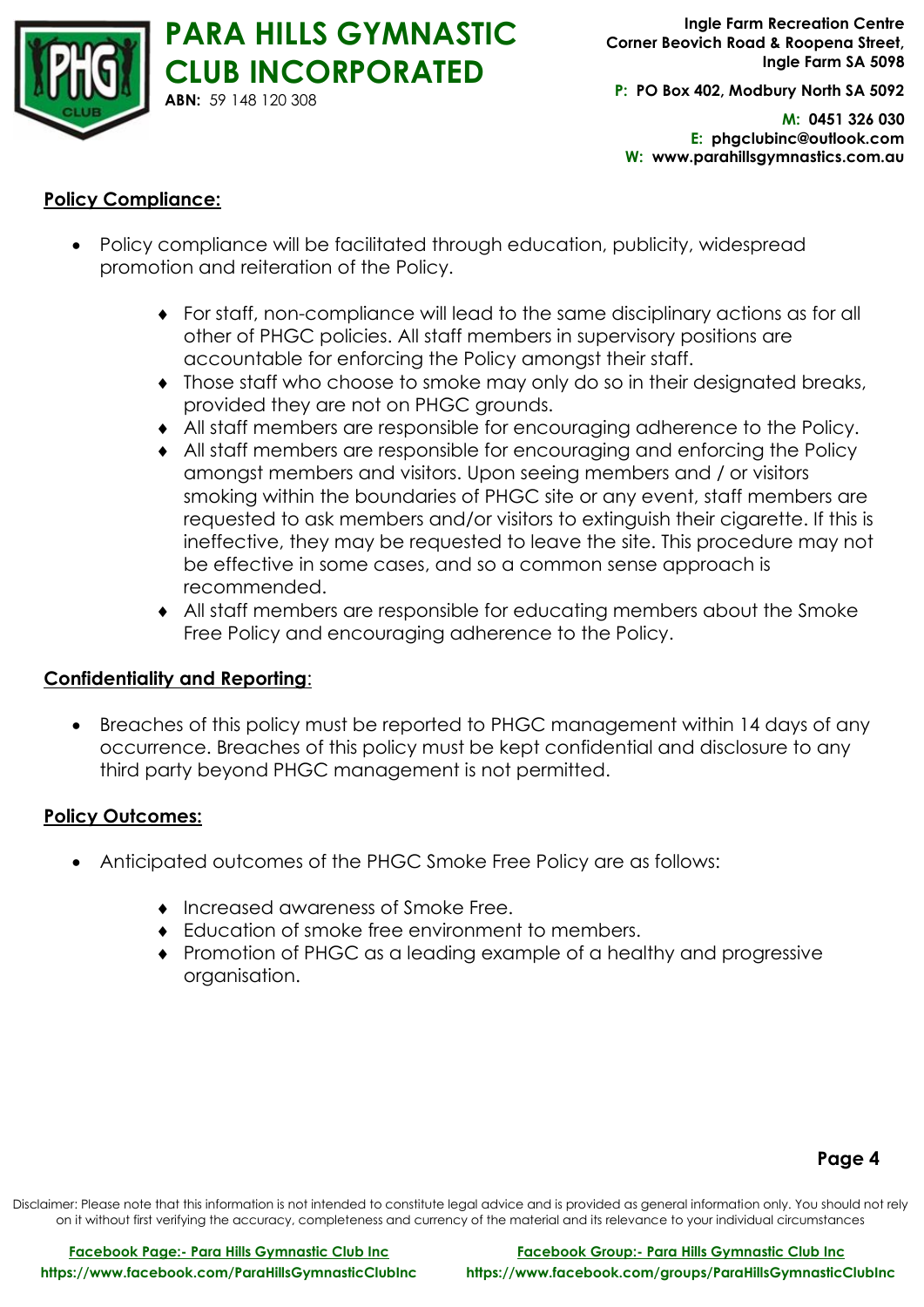## Policy Compliance:

- Policy compliance will be facilitated through education, publicity, widespread promotion and reiteration of the Policy.
    - For staff, non-compliance will lead to the same disciplinary actions as for all other of PHGC policies. All staff members in supervisory positions are accountable for enforcing the Policy amongst their staff.
    - Those staff who choose to smoke may only do so in their designated breaks, provided they are not on PHGC grounds.
    - All staff members are responsible for encouraging adherence to the Policy.
    - All staff members are responsible for encouraging and enforcing the Policy amongst members and visitors. Upon seeing members and / or visitors smoking within the boundaries of PHGC site or any event, staff members are requested to ask members and/or visitors to extinguish their cigarette. If this is ineffective, they may be requested to leave the site. This procedure may not be effective in some cases, and so a common sense approach is recommended.
    - All staff members are responsible for educating members about the Smoke Free Policy and encouraging adherence to the Policy.

## Confidentiality and Reporting:

- Breaches of this policy must be reported to PHGC management within 14 days of any occurrence. Breaches of this policy must be kept confidential and disclosure to any third party beyond PHGC management is not permitted.

## Policy Outcomes:

- Anticipated outcomes of the PHGC Smoke Free Policy are as follows:
    - Increased awareness of Smoke Free.
    - Education of smoke free environment to members.
    - Promotion of PHGC as a leading example of a healthy and progressive organisation.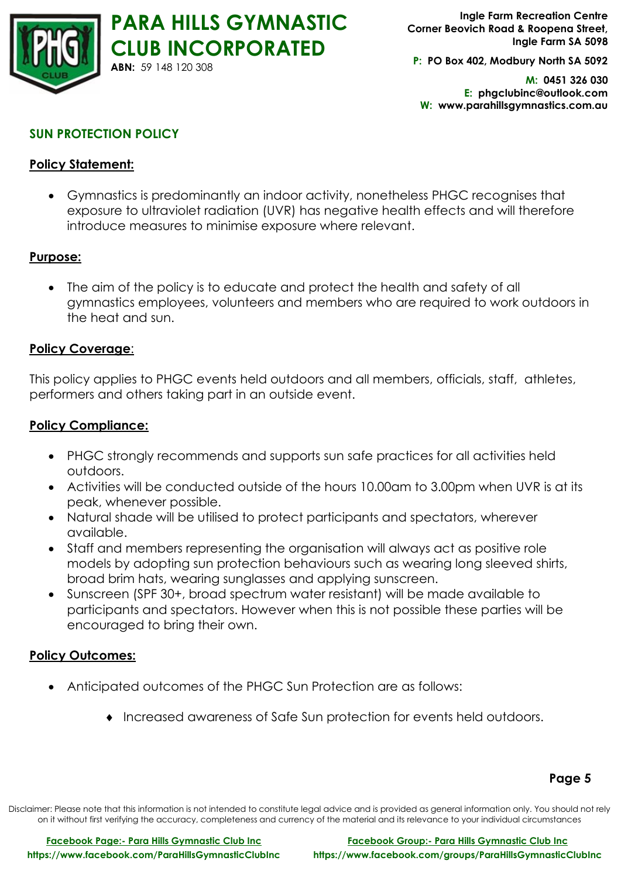## SUN PROTECTION POLICY

**Policy Statement:**

- Gymnastics is predominantly an indoor activity, nonetheless PHGC recognises that exposure to ultraviolet radiation (UVR) has negative health effects and will therefore introduce measures to minimise exposure where relevant.

**Purpose:**

- The aim of the policy is to educate and protect the health and safety of all gymnastics employees, volunteers and members who are required to work outdoors in the heat and sun.

**Policy Coverage**:

This policy applies to PHGC events held outdoors and all members, officials, staff, athletes, performers and others taking part in an outside event.

**Policy Compliance:**

- PHGC strongly recommends and supports sun safe practices for all activities held outdoors.
- Activities will be conducted outside of the hours 10.00am to 3.00pm when UVR is at its peak, whenever possible.
- Natural shade will be utilised to protect participants and spectators, wherever available.
- Staff and members representing the organisation will always act as positive role models by adopting sun protection behaviours such as wearing long sleeved shirts, broad brim hats, wearing sunglasses and applying sunscreen.
- Sunscreen (SPF 30+, broad spectrum water resistant) will be made available to participants and spectators. However when this is not possible these parties will be encouraged to bring their own.

**Policy Outcomes:**

- Anticipated outcomes of the PHGC Sun Protection are as follows:
  - Increased awareness of Safe Sun protection for events held outdoors.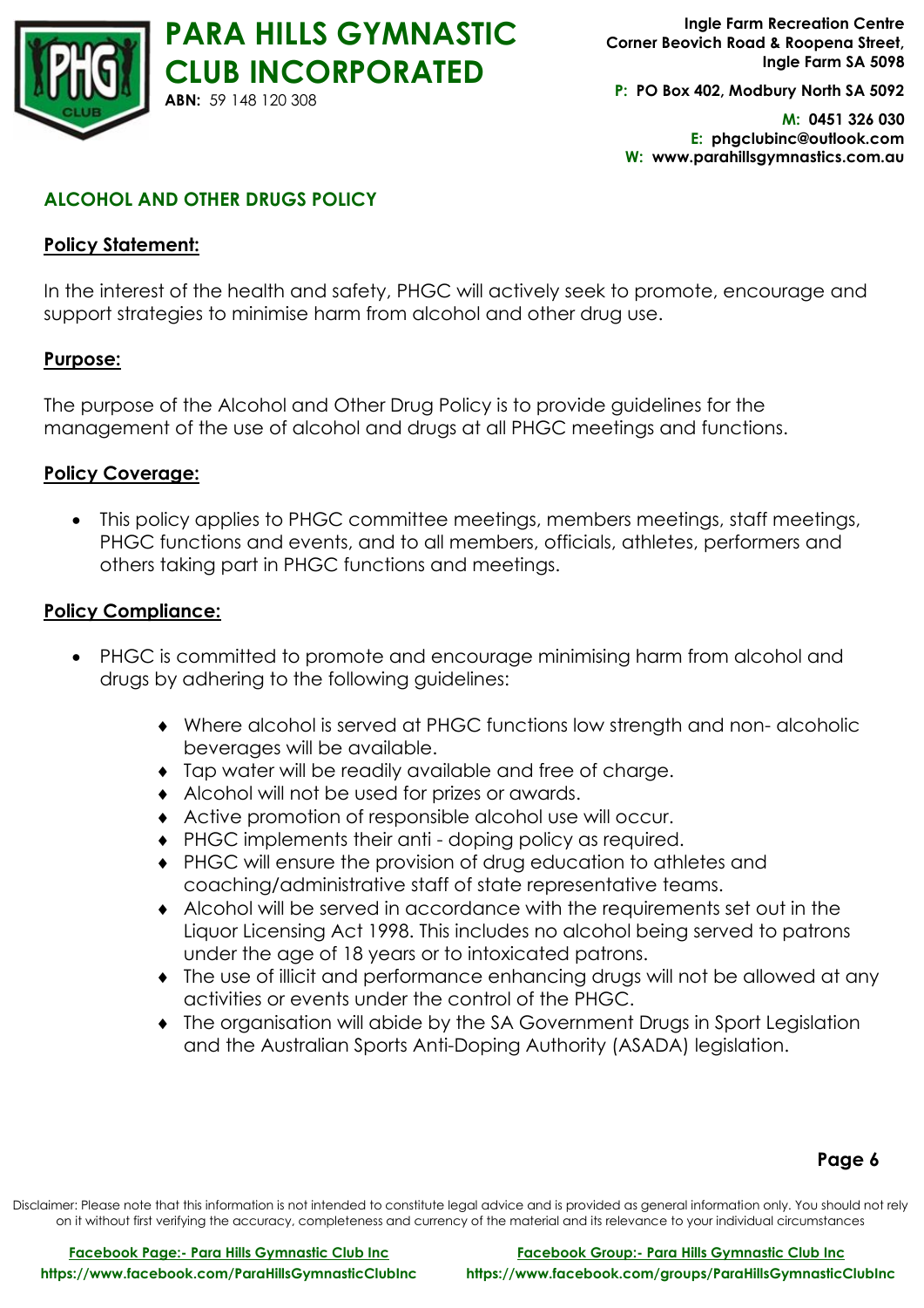## ALCOHOL AND OTHER DRUGS POLICY

**Policy Statement:**

In the interest of the health and safety, PHGC will actively seek to promote, encourage and support strategies to minimise harm from alcohol and other drug use.

**Purpose:**

The purpose of the Alcohol and Other Drug Policy is to provide guidelines for the management of the use of alcohol and drugs at all PHGC meetings and functions.

**Policy Coverage:**

- This policy applies to PHGC committee meetings, members meetings, staff meetings, PHGC functions and events, and to all members, officials, athletes, performers and others taking part in PHGC functions and meetings.

**Policy Compliance:**

- PHGC is committed to promote and encourage minimising harm from alcohol and drugs by adhering to the following guidelines:
  - Where alcohol is served at PHGC functions low strength and non- alcoholic beverages will be available.
  - Tap water will be readily available and free of charge.
  - Alcohol will not be used for prizes or awards.
  - Active promotion of responsible alcohol use will occur.
  - PHGC implements their anti - doping policy as required.
  - PHGC will ensure the provision of drug education to athletes and coaching/administrative staff of state representative teams.
  - Alcohol will be served in accordance with the requirements set out in the Liquor Licensing Act 1998. This includes no alcohol being served to patrons under the age of 18 years or to intoxicated patrons.
  - The use of illicit and performance enhancing drugs will not be allowed at any activities or events under the control of the PHGC.
  - The organisation will abide by the SA Government Drugs in Sport Legislation and the Australian Sports Anti-Doping Authority (ASADA) legislation.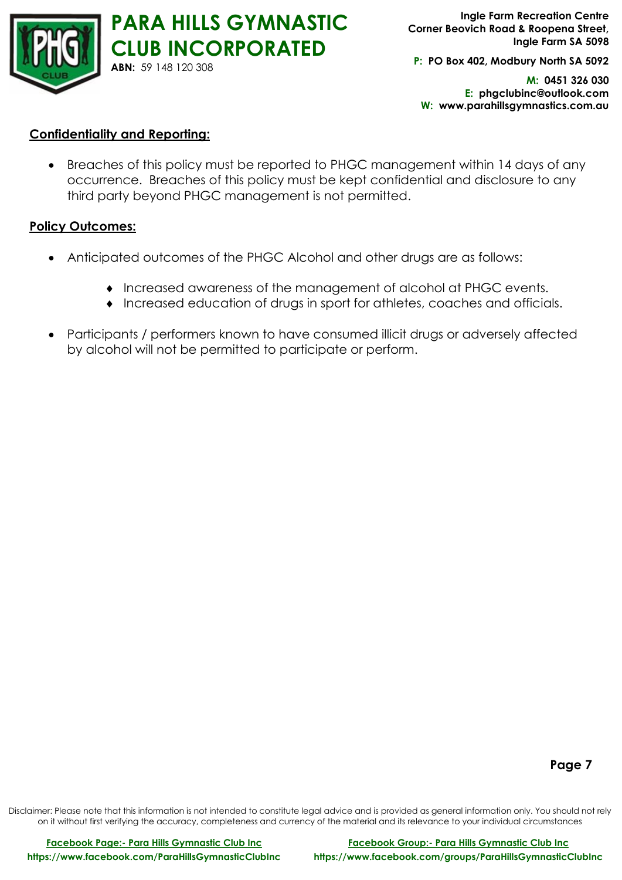## Confidentiality and Reporting:

- Breaches of this policy must be reported to PHGC management within 14 days of any occurrence. Breaches of this policy must be kept confidential and disclosure to any third party beyond PHGC management is not permitted.

## Policy Outcomes:

- Anticipated outcomes of the PHGC Alcohol and other drugs are as follows:
  - Increased awareness of the management of alcohol at PHGC events.
  - Increased education of drugs in sport for athletes, coaches and officials.
- Participants / performers known to have consumed illicit drugs or adversely affected by alcohol will not be permitted to participate or perform.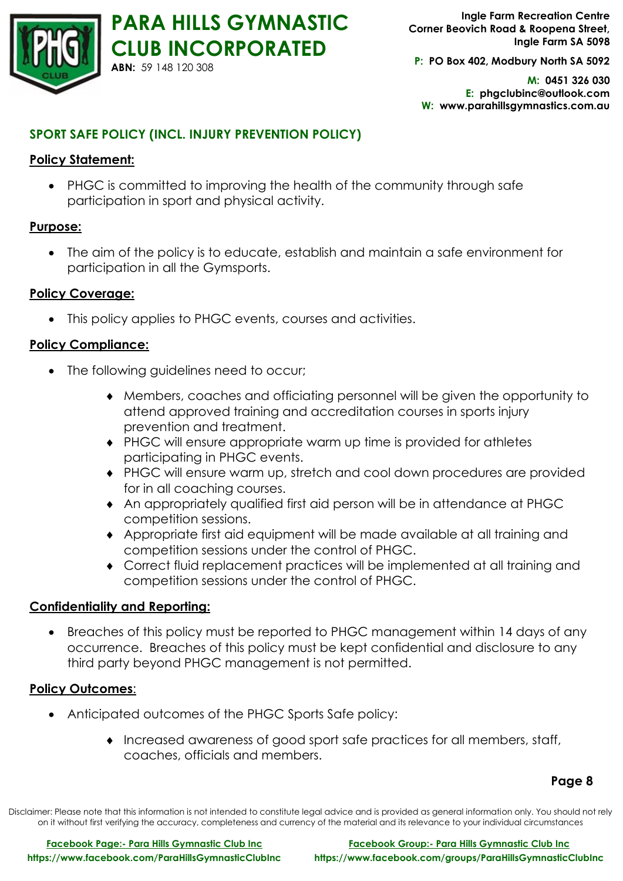## SPORT SAFE POLICY (INCL. INJURY PREVENTION POLICY)

**Policy Statement:**

- PHGC is committed to improving the health of the community through safe participation in sport and physical activity.

**Purpose:**

- The aim of the policy is to educate, establish and maintain a safe environment for participation in all the Gymsports.

**Policy Coverage:**

- This policy applies to PHGC events, courses and activities.

**Policy Compliance:**

- The following guidelines need to occur;
    - Members, coaches and officiating personnel will be given the opportunity to attend approved training and accreditation courses in sports injury prevention and treatment.
    - PHGC will ensure appropriate warm up time is provided for athletes participating in PHGC events.
    - PHGC will ensure warm up, stretch and cool down procedures are provided for in all coaching courses.
    - An appropriately qualified first aid person will be in attendance at PHGC competition sessions.
    - Appropriate first aid equipment will be made available at all training and competition sessions under the control of PHGC.
    - Correct fluid replacement practices will be implemented at all training and competition sessions under the control of PHGC.

**Confidentiality and Reporting:**

- Breaches of this policy must be reported to PHGC management within 14 days of any occurrence. Breaches of this policy must be kept confidential and disclosure to any third party beyond PHGC management is not permitted.

**Policy Outcomes**:

- Anticipated outcomes of the PHGC Sports Safe policy:
    - Increased awareness of good sport safe practices for all members, staff, coaches, officials and members.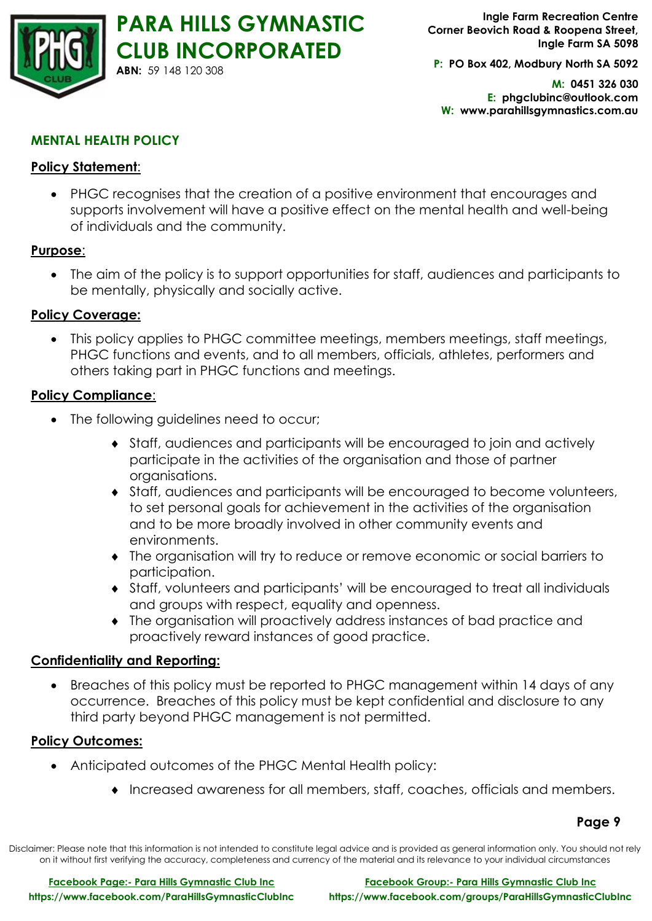## MENTAL HEALTH POLICY

**Policy Statement**:

- PHGC recognises that the creation of a positive environment that encourages and supports involvement will have a positive effect on the mental health and well-being of individuals and the community.

**Purpose**:

- The aim of the policy is to support opportunities for staff, audiences and participants to be mentally, physically and socially active.

**Policy Coverage:**

- This policy applies to PHGC committee meetings, members meetings, staff meetings, PHGC functions and events, and to all members, officials, athletes, performers and others taking part in PHGC functions and meetings.

**Policy Compliance**:

- The following guidelines need to occur;
    - Staff, audiences and participants will be encouraged to join and actively participate in the activities of the organisation and those of partner organisations.
    - Staff, audiences and participants will be encouraged to become volunteers, to set personal goals for achievement in the activities of the organisation and to be more broadly involved in other community events and environments.
    - The organisation will try to reduce or remove economic or social barriers to participation.
    - Staff, volunteers and participants' will be encouraged to treat all individuals and groups with respect, equality and openness.
    - The organisation will proactively address instances of bad practice and proactively reward instances of good practice.

**Confidentiality and Reporting:**

- Breaches of this policy must be reported to PHGC management within 14 days of any occurrence. Breaches of this policy must be kept confidential and disclosure to any third party beyond PHGC management is not permitted.

**Policy Outcomes:**

- Anticipated outcomes of the PHGC Mental Health policy:
    - Increased awareness for all members, staff, coaches, officials and members.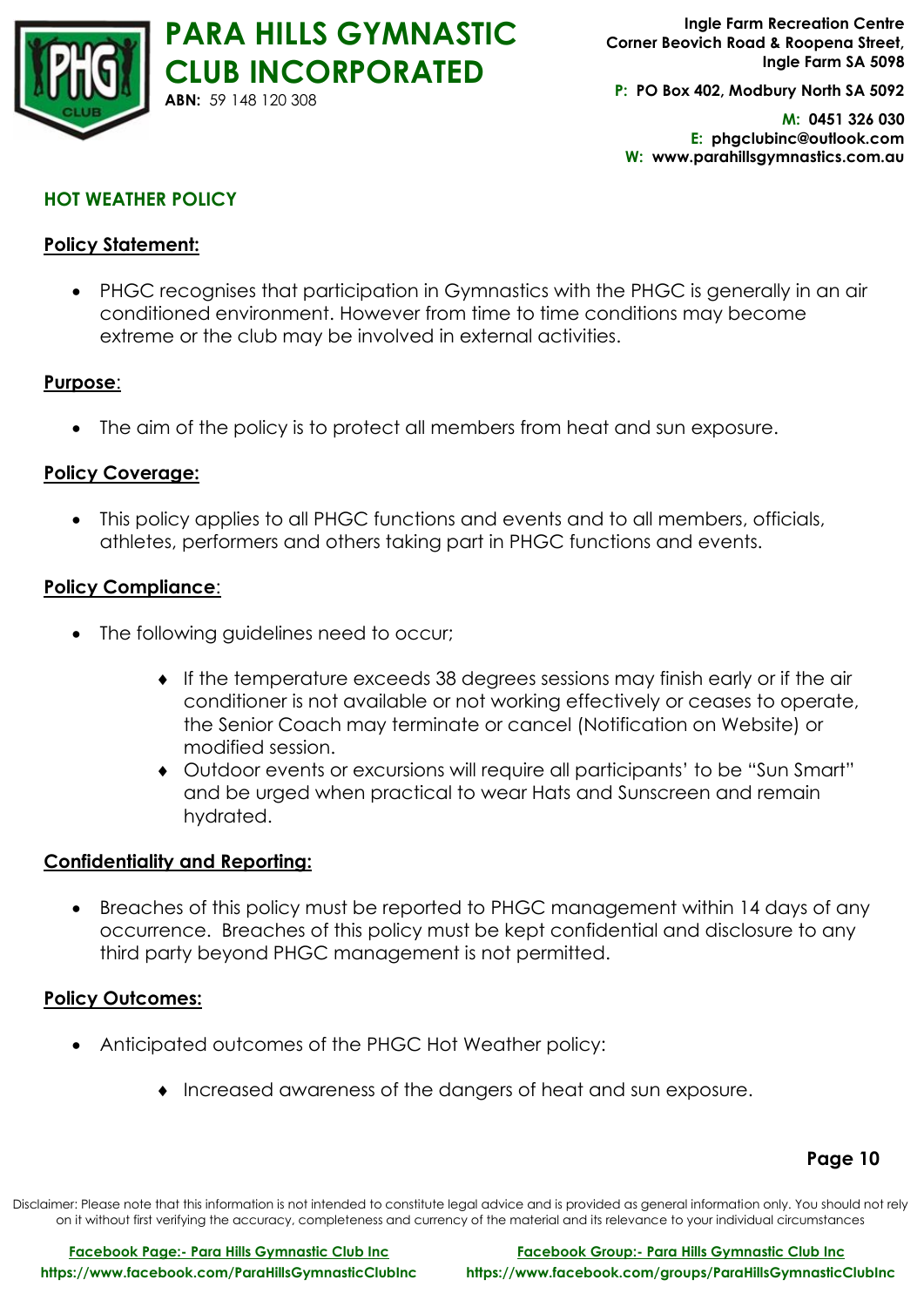# HOT WEATHER POLICY

## Policy Statement:

- PHGC recognises that participation in Gymnastics with the PHGC is generally in an air conditioned environment. However from time to time conditions may become extreme or the club may be involved in external activities.

## Purpose:

- The aim of the policy is to protect all members from heat and sun exposure.

## Policy Coverage:

- This policy applies to all PHGC functions and events and to all members, officials, athletes, performers and others taking part in PHGC functions and events.

## Policy Compliance:

- The following guidelines need to occur;
  - If the temperature exceeds 38 degrees sessions may finish early or if the air conditioner is not available or not working effectively or ceases to operate, the Senior Coach may terminate or cancel (Notification on Website) or modified session.
  - Outdoor events or excursions will require all participants' to be "Sun Smart" and be urged when practical to wear Hats and Sunscreen and remain hydrated.

## Confidentiality and Reporting:

- Breaches of this policy must be reported to PHGC management within 14 days of any occurrence. Breaches of this policy must be kept confidential and disclosure to any third party beyond PHGC management is not permitted.

## Policy Outcomes:

- Anticipated outcomes of the PHGC Hot Weather policy:
  - Increased awareness of the dangers of heat and sun exposure.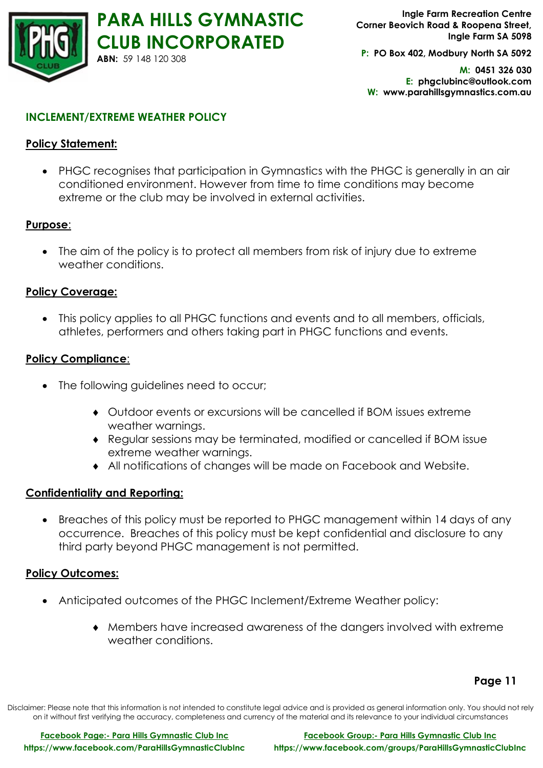## INCLEMENT/EXTREME WEATHER POLICY

**Policy Statement:**

- PHGC recognises that participation in Gymnastics with the PHGC is generally in an air conditioned environment. However from time to time conditions may become extreme or the club may be involved in external activities.

**Purpose**:

- The aim of the policy is to protect all members from risk of injury due to extreme weather conditions.

**Policy Coverage:**

- This policy applies to all PHGC functions and events and to all members, officials, athletes, performers and others taking part in PHGC functions and events.

**Policy Compliance**:

- The following guidelines need to occur;
  - Outdoor events or excursions will be cancelled if BOM issues extreme weather warnings.
  - Regular sessions may be terminated, modified or cancelled if BOM issue extreme weather warnings.
  - All notifications of changes will be made on Facebook and Website.

**Confidentiality and Reporting:**

- Breaches of this policy must be reported to PHGC management within 14 days of any occurrence. Breaches of this policy must be kept confidential and disclosure to any third party beyond PHGC management is not permitted.

**Policy Outcomes:**

- Anticipated outcomes of the PHGC Inclement/Extreme Weather policy:
  - Members have increased awareness of the dangers involved with extreme weather conditions.